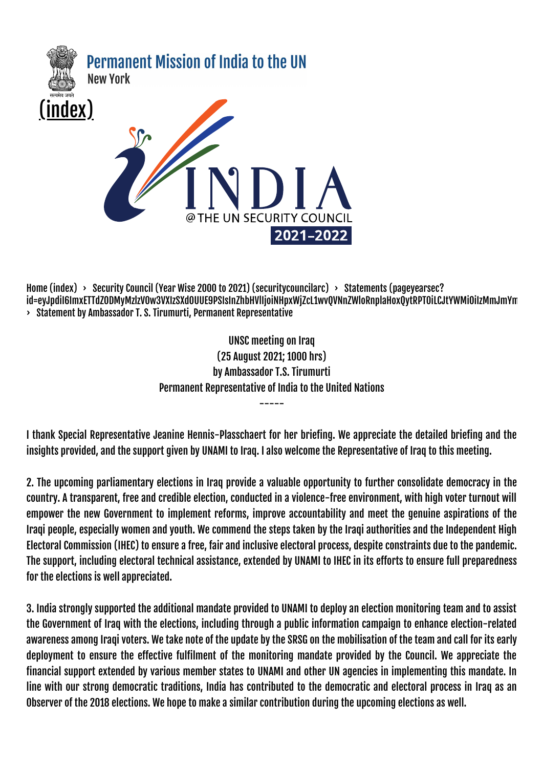Permanent Mission of India to the UN
New York

(index)

INDIA @THE UN SECURITY COUNCIL 2021-2022

Home (index) › Security Council (Year Wise 2000 to 2021) (securitycouncilarc) › Statements (pageyearsec?id=eyJpdiI6ImxETTdZODMyMzlzVOw3VXIzSXdOUUE9PSIsInZhbHVlIjoiNHpxWjZcL1wvQVNnZWloRnplaHoxQytRPTOiLCJtYWMiOiIzMmJmYm › Statement by Ambassador T. S. Tirumurti, Permanent Representative

UNSC meeting on Iraq
(25 August 2021; 1000 hrs)
by Ambassador T.S. Tirumurti
Permanent Representative of India to the United Nations

-----

I thank Special Representative Jeanine Hennis-Plasschaert for her briefing. We appreciate the detailed briefing and the insights provided, and the support given by UNAMI to Iraq. I also welcome the Representative of Iraq to this meeting.

2. The upcoming parliamentary elections in Iraq provide a valuable opportunity to further consolidate democracy in the country. A transparent, free and credible election, conducted in a violence-free environment, with high voter turnout will empower the new Government to implement reforms, improve accountability and meet the genuine aspirations of the Iraqi people, especially women and youth. We commend the steps taken by the Iraqi authorities and the Independent High Electoral Commission (IHEC) to ensure a free, fair and inclusive electoral process, despite constraints due to the pandemic. The support, including electoral technical assistance, extended by UNAMI to IHEC in its efforts to ensure full preparedness for the elections is well appreciated.

3. India strongly supported the additional mandate provided to UNAMI to deploy an election monitoring team and to assist the Government of Iraq with the elections, including through a public information campaign to enhance election-related awareness among Iraqi voters. We take note of the update by the SRSG on the mobilisation of the team and call for its early deployment to ensure the effective fulfilment of the monitoring mandate provided by the Council. We appreciate the financial support extended by various member states to UNAMI and other UN agencies in implementing this mandate. In line with our strong democratic traditions, India has contributed to the democratic and electoral process in Iraq as an Observer of the 2018 elections. We hope to make a similar contribution during the upcoming elections as well.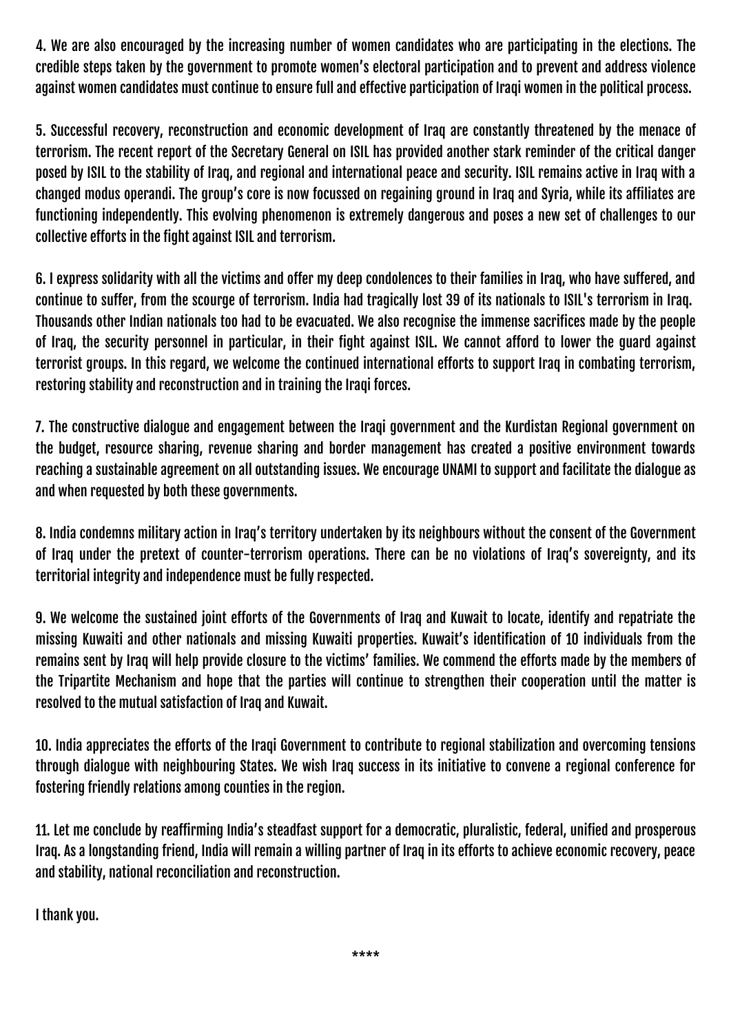4. We are also encouraged by the increasing number of women candidates who are participating in the elections. The credible steps taken by the government to promote women's electoral participation and to prevent and address violence against women candidates must continue to ensure full and effective participation of Iraqi women in the political process.

5. Successful recovery, reconstruction and economic development of Iraq are constantly threatened by the menace of terrorism. The recent report of the Secretary General on ISIL has provided another stark reminder of the critical danger posed by ISIL to the stability of Iraq, and regional and international peace and security. ISIL remains active in Iraq with a changed modus operandi. The group's core is now focussed on regaining ground in Iraq and Syria, while its affiliates are functioning independently. This evolving phenomenon is extremely dangerous and poses a new set of challenges to our collective efforts in the fight against ISIL and terrorism.

6. I express solidarity with all the victims and offer my deep condolences to their families in Iraq, who have suffered, and continue to suffer, from the scourge of terrorism. India had tragically lost 39 of its nationals to ISIL's terrorism in Iraq. Thousands other Indian nationals too had to be evacuated. We also recognise the immense sacrifices made by the people of Iraq, the security personnel in particular, in their fight against ISIL. We cannot afford to lower the guard against terrorist groups. In this regard, we welcome the continued international efforts to support Iraq in combating terrorism, restoring stability and reconstruction and in training the Iraqi forces.

7. The constructive dialogue and engagement between the Iraqi government and the Kurdistan Regional government on the budget, resource sharing, revenue sharing and border management has created a positive environment towards reaching a sustainable agreement on all outstanding issues. We encourage UNAMI to support and facilitate the dialogue as and when requested by both these governments.

8. India condemns military action in Iraq's territory undertaken by its neighbours without the consent of the Government of Iraq under the pretext of counter-terrorism operations. There can be no violations of Iraq's sovereignty, and its territorial integrity and independence must be fully respected.

9. We welcome the sustained joint efforts of the Governments of Iraq and Kuwait to locate, identify and repatriate the missing Kuwaiti and other nationals and missing Kuwaiti properties. Kuwait's identification of 10 individuals from the remains sent by Iraq will help provide closure to the victims' families. We commend the efforts made by the members of the Tripartite Mechanism and hope that the parties will continue to strengthen their cooperation until the matter is resolved to the mutual satisfaction of Iraq and Kuwait.

10. India appreciates the efforts of the Iraqi Government to contribute to regional stabilization and overcoming tensions through dialogue with neighbouring States. We wish Iraq success in its initiative to convene a regional conference for fostering friendly relations among counties in the region.

11. Let me conclude by reaffirming India's steadfast support for a democratic, pluralistic, federal, unified and prosperous Iraq. As a longstanding friend, India will remain a willing partner of Iraq in its efforts to achieve economic recovery, peace and stability, national reconciliation and reconstruction.

I thank you.

****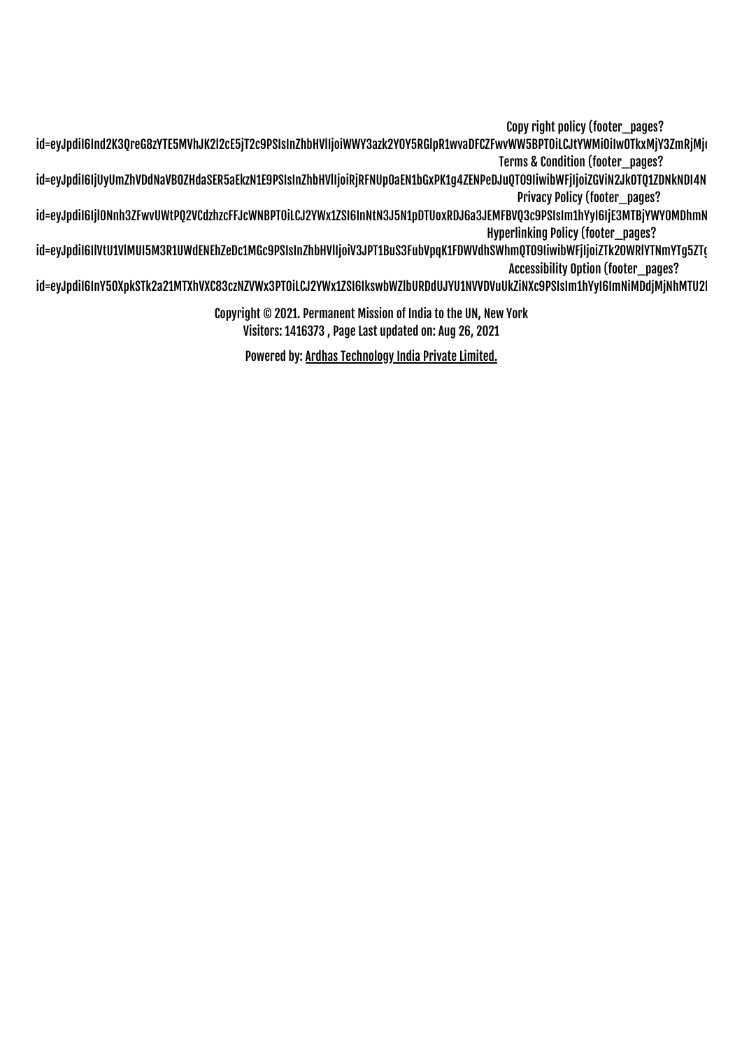Copy right policy (footer_pages?
id=eyJpdiI6Ind2K3QreG8zYTE5MVhJK2l2cE5jT2c9PSIsInZhbHVlIjoiWWY3azk2YOY5RGlpR1wvaDFCZFwvWW5BPTOiLCJtYWMiOiIwOTkxMjY3ZmRjMj

Terms & Condition (footer_pages?
id=eyJpdiI6IjUyUmZhVDdNaVBOZHdaSER5aEkzN1E9PSIsInZhbHVlIjoiRjRFNUpOaEN1bGxPK1g4ZENPeDJuQTO9IiwibWFjIjoiZGViN2JkOTQ1ZDNkNDI4N

Privacy Policy (footer_pages?
id=eyJpdiI6IjlONnh3ZFwvUWtPQ2VCdzhzcFFJcWNBPTOiLCJ2YWx1ZSI6InNtN3J5N1pDTUoxRDJ6a3JEMFBVQ3c9PSIsIm1hYyI6IjE3MTBjYWYOMDhmN

Hyperlinking Policy (footer_pages?
id=eyJpdiI6IlVtU1VlMUI5M3R1UWdENEhZeDc1MGc9PSIsInZhbHVlIjoiV3JPT1BuS3FubVpqK1FDWVdhSWhmQTO9IiwibWFjIjoiZTk2OWRlYTNmYTg5ZT

Accessibility Option (footer_pages?
id=eyJpdiI6InY5OXpkSTk2a21MTXhVXC83czNZVWx3PTOiLCJ2YWx1ZSI6IkswbWZlbURDdUJYU1NVVDVuUkZiNXc9PSIsIm1hYyI6ImNiMDdjMjNhMTU2

Copyright © 2021. Permanent Mission of India to the UN, New York

Visitors: 1416373 , Page Last updated on: Aug 26, 2021

Powered by: Ardhas Technology India Private Limited.